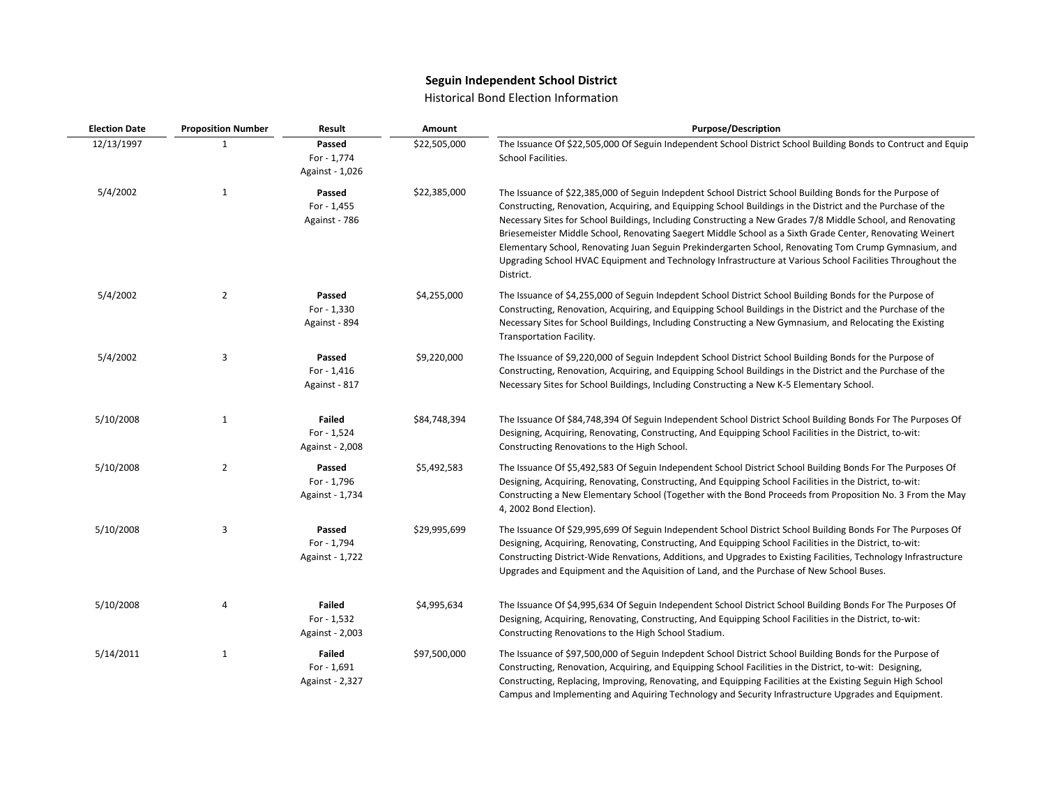# Seguin Independent School District

## Historical Bond Election Information

| Election Date | Proposition Number | Result | Amount | Purpose/Description |
|---|---|---|---|---|
| 12/13/1997 | 1 | **Passed**<br>For - 1,774<br>Against - 1,026 | $22,505,000 | The Issuance Of $22,505,000 Of Seguin Independent School District School Building Bonds to Contruct and Equip School Facilities. |
| 5/4/2002 | 1 | **Passed**<br>For - 1,455<br>Against - 786 | $22,385,000 | The Issuance of $22,385,000 of Seguin Indepdent School District School Building Bonds for the Purpose of Constructing, Renovation, Acquiring, and Equipping School Buildings in the District and the Purchase of the Necessary Sites for School Buildings, Including Constructing a New Grades 7/8 Middle School, and Renovating Briesemeister Middle School, Renovating Saegert Middle School as a Sixth Grade Center, Renovating Weinert Elementary School, Renovating Juan Seguin Prekindergarten School, Renovating Tom Crump Gymnasium, and Upgrading School HVAC Equipment and Technology Infrastructure at Various School Facilities Throughout the District. |
| 5/4/2002 | 2 | **Passed**<br>For - 1,330<br>Against - 894 | $4,255,000 | The Issuance of $4,255,000 of Seguin Indepdent School District School Building Bonds for the Purpose of Constructing, Renovation, Acquiring, and Equipping School Buildings in the District and the Purchase of the Necessary Sites for School Buildings, Including Constructing a New Gymnasium, and Relocating the Existing Transportation Facility. |
| 5/4/2002 | 3 | **Passed**<br>For - 1,416<br>Against - 817 | $9,220,000 | The Issuance of $9,220,000 of Seguin Indepdent School District School Building Bonds for the Purpose of Constructing, Renovation, Acquiring, and Equipping School Buildings in the District and the Purchase of the Necessary Sites for School Buildings, Including Constructing a New K-5 Elementary School. |
| 5/10/2008 | 1 | **Failed**<br>For - 1,524<br>Against - 2,008 | $84,748,394 | The Issuance Of $84,748,394 Of Seguin Independent School District School Building Bonds For The Purposes Of Designing, Acquiring, Renovating, Constructing, And Equipping School Facilities in the District, to-wit: Constructing Renovations to the High School. |
| 5/10/2008 | 2 | **Passed**<br>For - 1,796<br>Against - 1,734 | $5,492,583 | The Issuance Of $5,492,583 Of Seguin Independent School District School Building Bonds For The Purposes Of Designing, Acquiring, Renovating, Constructing, And Equipping School Facilities in the District, to-wit: Constructing a New Elementary School (Together with the Bond Proceeds from Proposition No. 3 From the May 4, 2002 Bond Election). |
| 5/10/2008 | 3 | **Passed**<br>For - 1,794<br>Against - 1,722 | $29,995,699 | The Issuance Of $29,995,699 Of Seguin Independent School District School Building Bonds For The Purposes Of Designing, Acquiring, Renovating, Constructing, And Equipping School Facilities in the District, to-wit: Constructing District-Wide Renvations, Additions, and Upgrades to Existing Facilities, Technology Infrastructure Upgrades and Equipment and the Aquisition of Land, and the Purchase of New School Buses. |
| 5/10/2008 | 4 | **Failed**<br>For - 1,532<br>Against - 2,003 | $4,995,634 | The Issuance Of $4,995,634 Of Seguin Independent School District School Building Bonds For The Purposes Of Designing, Acquiring, Renovating, Constructing, And Equipping School Facilities in the District, to-wit: Constructing Renovations to the High School Stadium. |
| 5/14/2011 | 1 | **Failed**<br>For - 1,691<br>Against - 2,327 | $97,500,000 | The Issuance of $97,500,000 of Seguin Indepdent School District School Building Bonds for the Purpose of Constructing, Renovation, Acquiring, and Equipping School Facilities in the District, to-wit: Designing, Constructing, Replacing, Improving, Renovating, and Equipping Facilities at the Existing Seguin High School Campus and Implementing and Aquiring Technology and Security Infrastructure Upgrades and Equipment. |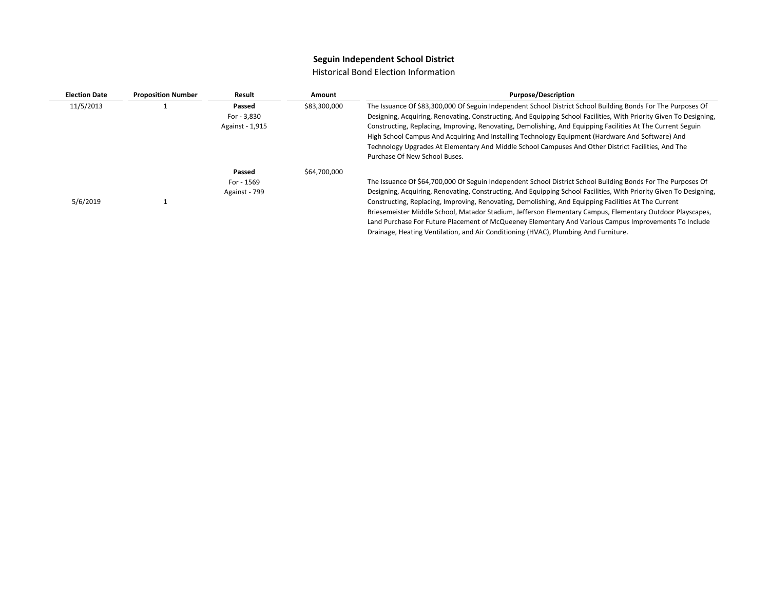**Seguin Independent School District**

Historical Bond Election Information

| Election Date | Proposition Number | Result | Amount | Purpose/Description |
| --- | --- | --- | --- | --- |
| 11/5/2013 | 1 | **Passed**<br>For - 3,830<br>Against - 1,915 | $83,300,000 | The Issuance Of $83,300,000 Of Seguin Independent School District School Building Bonds For The Purposes Of Designing, Acquiring, Renovating, Constructing, And Equipping School Facilities, With Priority Given To Designing, Constructing, Replacing, Improving, Renovating, Demolishing, And Equipping Facilities At The Current Seguin High School Campus And Acquiring And Installing Technology Equipment (Hardware And Software) And Technology Upgrades At Elementary And Middle School Campuses And Other District Facilities, And The Purchase Of New School Buses. |
| 5/6/2019 | 1 | **Passed**<br>For - 1569<br>Against - 799 | $64,700,000 | The Issuance Of $64,700,000 Of Seguin Independent School District School Building Bonds For The Purposes Of Designing, Acquiring, Renovating, Constructing, And Equipping School Facilities, With Priority Given To Designing, Constructing, Replacing, Improving, Renovating, Demolishing, And Equipping Facilities At The Current Briesemeister Middle School, Matador Stadium, Jefferson Elementary Campus, Elementary Outdoor Playscapes, Land Purchase For Future Placement of McQueeney Elementary And Various Campus Improvements To Include Drainage, Heating Ventilation, and Air Conditioning (HVAC), Plumbing And Furniture. |